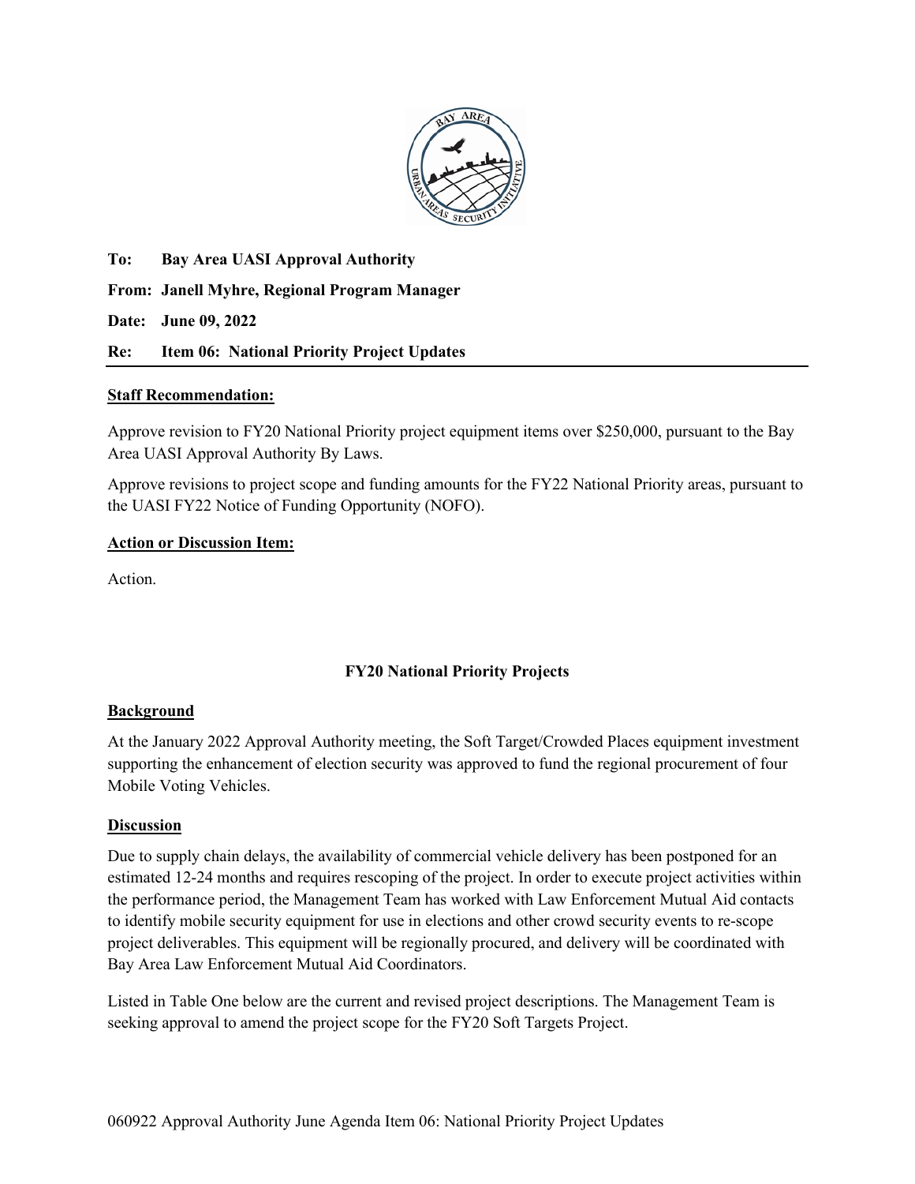**To:** **Bay Area UASI Approval Authority**

**From:** **Janell Myhre, Regional Program Manager**

**Date:** **June 09, 2022**

**Re:** **Item 06: National Priority Project Updates**

---

**Staff Recommendation:**

Approve revision to FY20 National Priority project equipment items over $250,000, pursuant to the Bay Area UASI Approval Authority By Laws.

Approve revisions to project scope and funding amounts for the FY22 National Priority areas, pursuant to the UASI FY22 Notice of Funding Opportunity (NOFO).

**Action or Discussion Item:**

Action.

## FY20 National Priority Projects

### Background

At the January 2022 Approval Authority meeting, the Soft Target/Crowded Places equipment investment supporting the enhancement of election security was approved to fund the regional procurement of four Mobile Voting Vehicles.

### Discussion

Due to supply chain delays, the availability of commercial vehicle delivery has been postponed for an estimated 12-24 months and requires rescoping of the project. In order to execute project activities within the performance period, the Management Team has worked with Law Enforcement Mutual Aid contacts to identify mobile security equipment for use in elections and other crowd security events to re-scope project deliverables. This equipment will be regionally procured, and delivery will be coordinated with Bay Area Law Enforcement Mutual Aid Coordinators.

Listed in Table One below are the current and revised project descriptions. The Management Team is seeking approval to amend the project scope for the FY20 Soft Targets Project.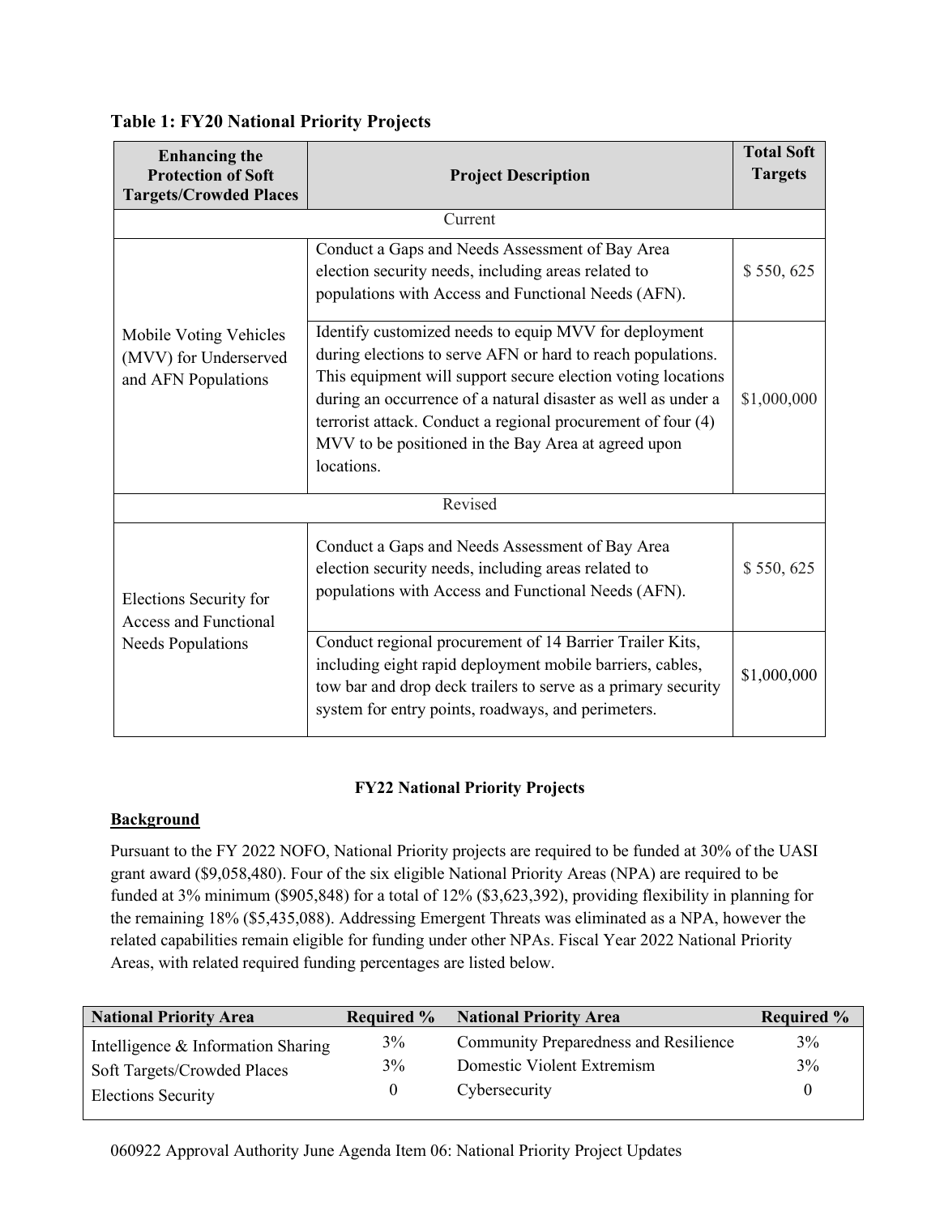**Table 1: FY20 National Priority Projects**

| Enhancing the Protection of Soft Targets/Crowded Places | Project Description | Total Soft Targets |
|---|---|---|
| Current | | |
| Mobile Voting Vehicles (MVV) for Underserved and AFN Populations | Conduct a Gaps and Needs Assessment of Bay Area election security needs, including areas related to populations with Access and Functional Needs (AFN). | $ 550, 625 |
| | Identify customized needs to equip MVV for deployment during elections to serve AFN or hard to reach populations. This equipment will support secure election voting locations during an occurrence of a natural disaster as well as under a terrorist attack. Conduct a regional procurement of four (4) MVV to be positioned in the Bay Area at agreed upon locations. | $1,000,000 |
| Revised | | |
| Elections Security for Access and Functional Needs Populations | Conduct a Gaps and Needs Assessment of Bay Area election security needs, including areas related to populations with Access and Functional Needs (AFN). | $ 550, 625 |
| | Conduct regional procurement of 14 Barrier Trailer Kits, including eight rapid deployment mobile barriers, cables, tow bar and drop deck trailers to serve as a primary security system for entry points, roadways, and perimeters. | $1,000,000 |

## FY22 National Priority Projects

**Background**

Pursuant to the FY 2022 NOFO, National Priority projects are required to be funded at 30% of the UASI grant award ($9,058,480). Four of the six eligible National Priority Areas (NPA) are required to be funded at 3% minimum ($905,848) for a total of 12% ($3,623,392), providing flexibility in planning for the remaining 18% ($5,435,088). Addressing Emergent Threats was eliminated as a NPA, however the related capabilities remain eligible for funding under other NPAs. Fiscal Year 2022 National Priority Areas, with related required funding percentages are listed below.

| National Priority Area | Required % | National Priority Area | Required % |
|---|---|---|---|
| Intelligence & Information Sharing | 3% | Community Preparedness and Resilience | 3% |
| Soft Targets/Crowded Places | 3% | Domestic Violent Extremism | 3% |
| Elections Security | 0 | Cybersecurity | 0 |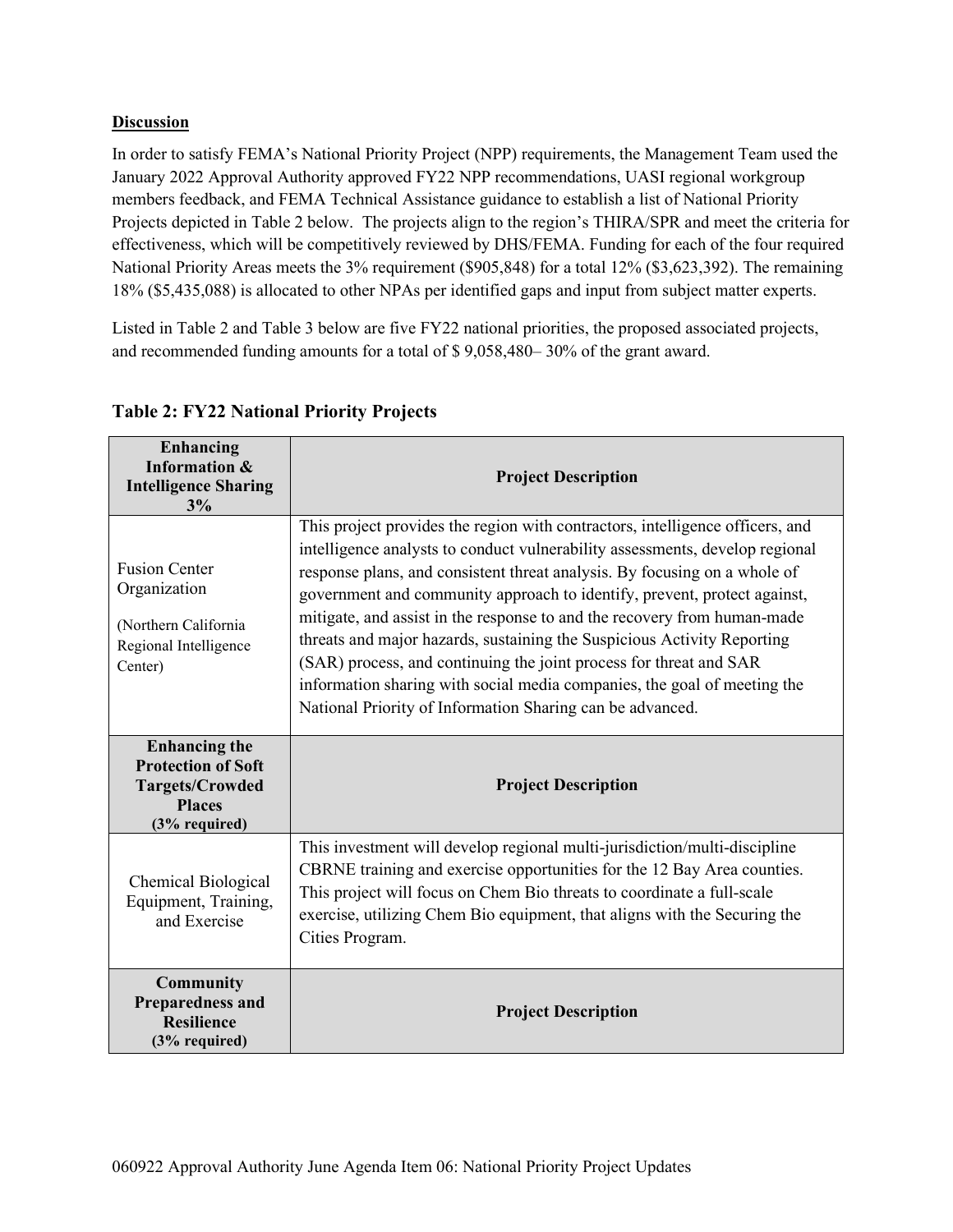**Discussion**

In order to satisfy FEMA's National Priority Project (NPP) requirements, the Management Team used the January 2022 Approval Authority approved FY22 NPP recommendations, UASI regional workgroup members feedback, and FEMA Technical Assistance guidance to establish a list of National Priority Projects depicted in Table 2 below. The projects align to the region's THIRA/SPR and meet the criteria for effectiveness, which will be competitively reviewed by DHS/FEMA. Funding for each of the four required National Priority Areas meets the 3% requirement ($905,848) for a total 12% ($3,623,392). The remaining 18% ($5,435,088) is allocated to other NPAs per identified gaps and input from subject matter experts.

Listed in Table 2 and Table 3 below are five FY22 national priorities, the proposed associated projects, and recommended funding amounts for a total of $ 9,058,480– 30% of the grant award.

### Table 2: FY22 National Priority Projects

| **Enhancing Information & Intelligence Sharing 3%** | **Project Description** |
|---|---|
| Fusion Center Organization<br><br>(Northern California Regional Intelligence Center) | This project provides the region with contractors, intelligence officers, and intelligence analysts to conduct vulnerability assessments, develop regional response plans, and consistent threat analysis. By focusing on a whole of government and community approach to identify, prevent, protect against, mitigate, and assist in the response to and the recovery from human-made threats and major hazards, sustaining the Suspicious Activity Reporting (SAR) process, and continuing the joint process for threat and SAR information sharing with social media companies, the goal of meeting the National Priority of Information Sharing can be advanced. |
| **Enhancing the Protection of Soft Targets/Crowded Places (3% required)** | **Project Description** |
| Chemical Biological Equipment, Training, and Exercise | This investment will develop regional multi-jurisdiction/multi-discipline CBRNE training and exercise opportunities for the 12 Bay Area counties. This project will focus on Chem Bio threats to coordinate a full-scale exercise, utilizing Chem Bio equipment, that aligns with the Securing the Cities Program. |
| **Community Preparedness and Resilience (3% required)** | **Project Description** |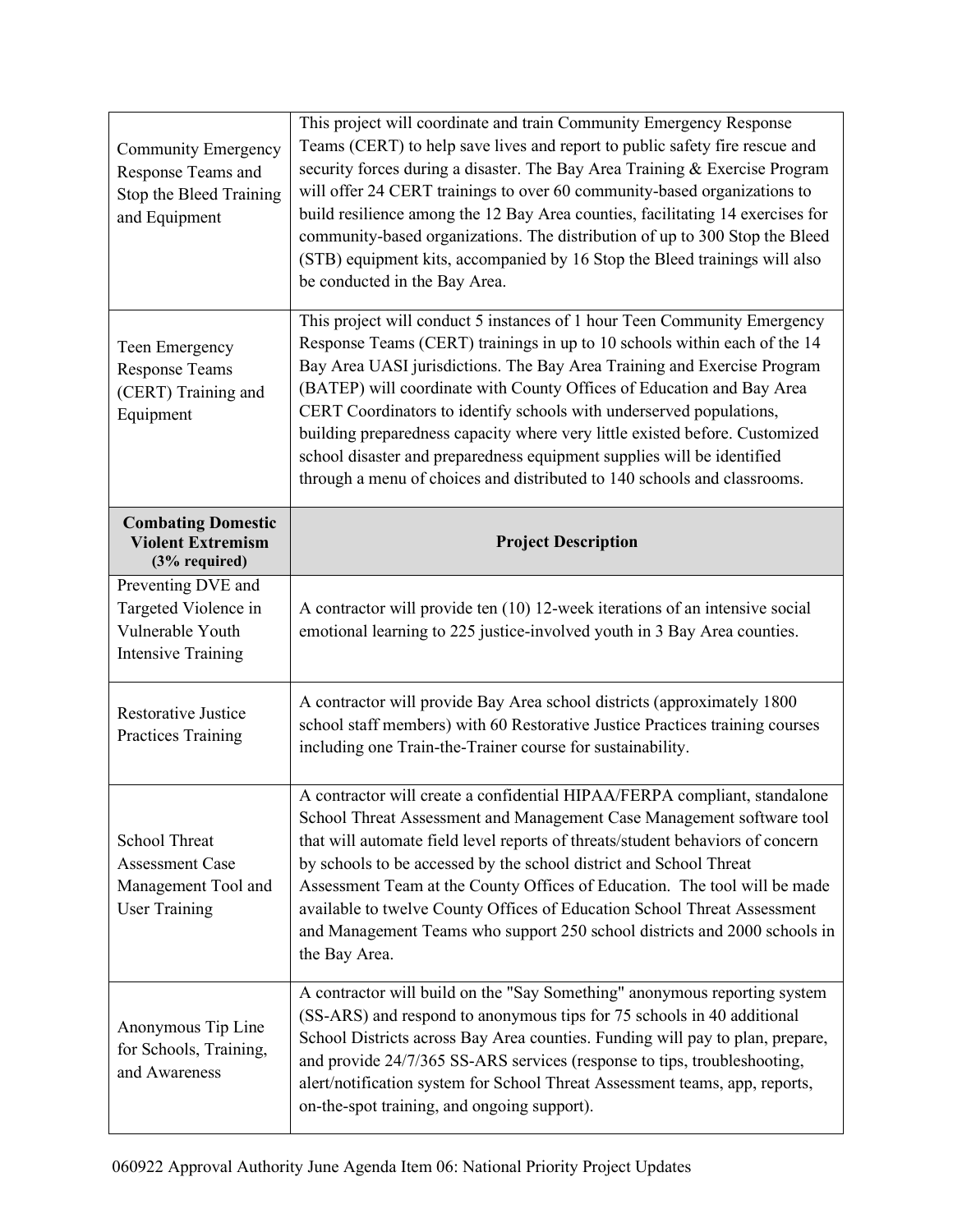| | |
|---|---|
| Community Emergency Response Teams and Stop the Bleed Training and Equipment | This project will coordinate and train Community Emergency Response Teams (CERT) to help save lives and report to public safety fire rescue and security forces during a disaster. The Bay Area Training & Exercise Program will offer 24 CERT trainings to over 60 community-based organizations to build resilience among the 12 Bay Area counties, facilitating 14 exercises for community-based organizations. The distribution of up to 300 Stop the Bleed (STB) equipment kits, accompanied by 16 Stop the Bleed trainings will also be conducted in the Bay Area. |
| Teen Emergency Response Teams (CERT) Training and Equipment | This project will conduct 5 instances of 1 hour Teen Community Emergency Response Teams (CERT) trainings in up to 10 schools within each of the 14 Bay Area UASI jurisdictions. The Bay Area Training and Exercise Program (BATEP) will coordinate with County Offices of Education and Bay Area CERT Coordinators to identify schools with underserved populations, building preparedness capacity where very little existed before. Customized school disaster and preparedness equipment supplies will be identified through a menu of choices and distributed to 140 schools and classrooms. |
| **Combating Domestic Violent Extremism (3% required)** | **Project Description** |
| Preventing DVE and Targeted Violence in Vulnerable Youth Intensive Training | A contractor will provide ten (10) 12-week iterations of an intensive social emotional learning to 225 justice-involved youth in 3 Bay Area counties. |
| Restorative Justice Practices Training | A contractor will provide Bay Area school districts (approximately 1800 school staff members) with 60 Restorative Justice Practices training courses including one Train-the-Trainer course for sustainability. |
| School Threat Assessment Case Management Tool and User Training | A contractor will create a confidential HIPAA/FERPA compliant, standalone School Threat Assessment and Management Case Management software tool that will automate field level reports of threats/student behaviors of concern by schools to be accessed by the school district and School Threat Assessment Team at the County Offices of Education. The tool will be made available to twelve County Offices of Education School Threat Assessment and Management Teams who support 250 school districts and 2000 schools in the Bay Area. |
| Anonymous Tip Line for Schools, Training, and Awareness | A contractor will build on the "Say Something" anonymous reporting system (SS-ARS) and respond to anonymous tips for 75 schools in 40 additional School Districts across Bay Area counties. Funding will pay to plan, prepare, and provide 24/7/365 SS-ARS services (response to tips, troubleshooting, alert/notification system for School Threat Assessment teams, app, reports, on-the-spot training, and ongoing support). |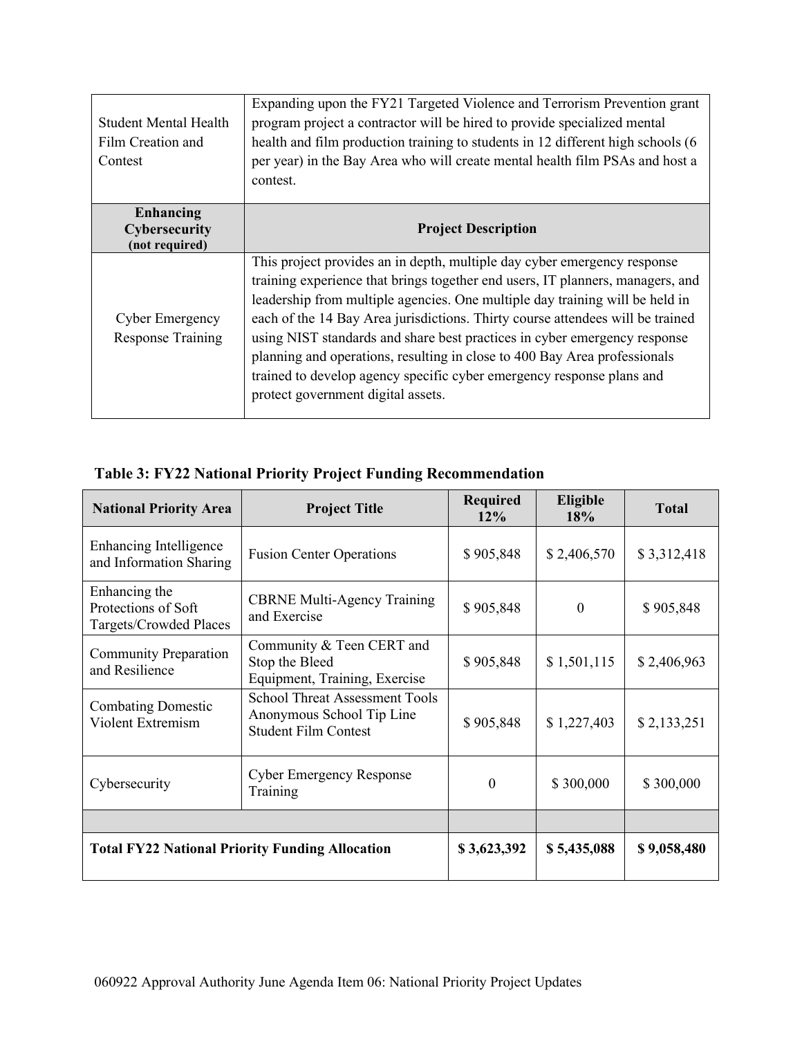| | |
|---|---|
| Student Mental Health Film Creation and Contest | Expanding upon the FY21 Targeted Violence and Terrorism Prevention grant program project a contractor will be hired to provide specialized mental health and film production training to students in 12 different high schools (6 per year) in the Bay Area who will create mental health film PSAs and host a contest. |
| **Enhancing Cybersecurity (not required)** | **Project Description** |
| Cyber Emergency Response Training | This project provides an in depth, multiple day cyber emergency response training experience that brings together end users, IT planners, managers, and leadership from multiple agencies. One multiple day training will be held in each of the 14 Bay Area jurisdictions. Thirty course attendees will be trained using NIST standards and share best practices in cyber emergency response planning and operations, resulting in close to 400 Bay Area professionals trained to develop agency specific cyber emergency response plans and protect government digital assets. |

**Table 3: FY22 National Priority Project Funding Recommendation**

| National Priority Area | Project Title | Required 12% | Eligible 18% | Total |
|---|---|---|---|---|
| Enhancing Intelligence and Information Sharing | Fusion Center Operations | $ 905,848 | $ 2,406,570 | $ 3,312,418 |
| Enhancing the Protections of Soft Targets/Crowded Places | CBRNE Multi-Agency Training and Exercise | $ 905,848 | 0 | $ 905,848 |
| Community Preparation and Resilience | Community & Teen CERT and Stop the Bleed Equipment, Training, Exercise | $ 905,848 | $ 1,501,115 | $ 2,406,963 |
| Combating Domestic Violent Extremism | School Threat Assessment Tools Anonymous School Tip Line Student Film Contest | $ 905,848 | $ 1,227,403 | $ 2,133,251 |
| Cybersecurity | Cyber Emergency Response Training | 0 | $ 300,000 | $ 300,000 |
| | | | | |
| **Total FY22 National Priority Funding Allocation** | | **$ 3,623,392** | **$ 5,435,088** | **$ 9,058,480** |